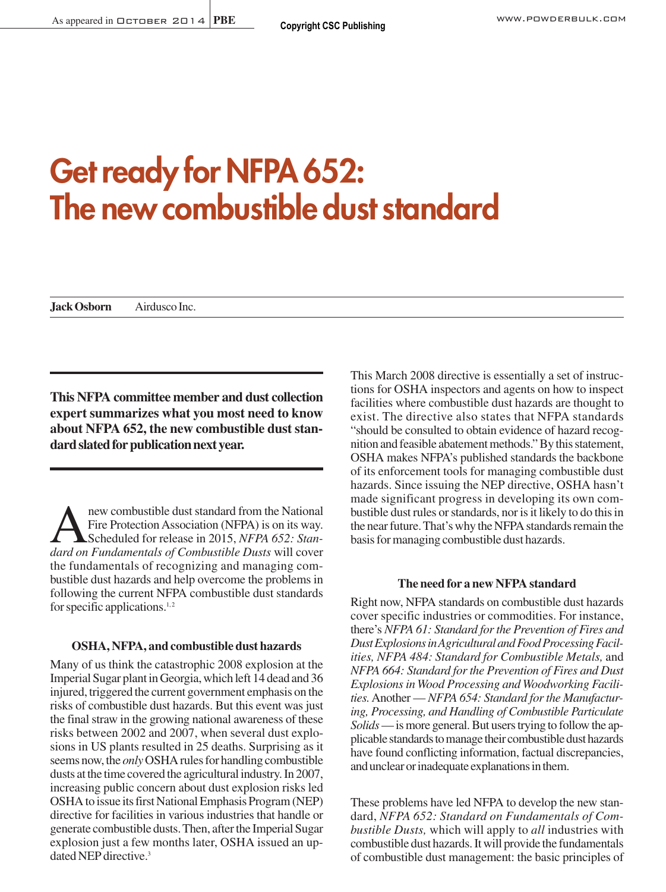# Get ready for NFPA 652: The new combustible dust standard

**Jack Osborn** Airdusco Inc.

**This NFPA committee member and dust collection expert summarizes what you most need to know about NFPA 652, the new combustible dust standard slated for publication next year.**

A new combustible dust standard from the National Fire Protection Association (NFPA) is on its way. Scheduled for release in 2015, *NFPA 652: Standard on Fundamentals of Combustible Dusts* will cover the fundamentals of recognizing and managing combustible dust hazards and help overcome the problems in following the current NFPA combustible dust standards for specific applications.[1,2]

### OSHA, NFPA, and combustible dust hazards

Many of us think the catastrophic 2008 explosion at the Imperial Sugar plant in Georgia, which left 14 dead and 36 injured, triggered the current government emphasis on the risks of combustible dust hazards. But this event was just the final straw in the growing national awareness of these risks between 2002 and 2007, when several dust explosions in US plants resulted in 25 deaths. Surprising as it seems now, the *only* OSHA rules for handling combustible dusts at the time covered the agricultural industry. In 2007, increasing public concern about dust explosion risks led OSHA to issue its first National Emphasis Program (NEP) directive for facilities in various industries that handle or generate combustible dusts. Then, after the Imperial Sugar explosion just a few months later, OSHA issued an updated NEP directive.[3]

This March 2008 directive is essentially a set of instructions for OSHA inspectors and agents on how to inspect facilities where combustible dust hazards are thought to exist. The directive also states that NFPA standards "should be consulted to obtain evidence of hazard recognition and feasible abatement methods." By this statement, OSHA makes NFPA's published standards the backbone of its enforcement tools for managing combustible dust hazards. Since issuing the NEP directive, OSHA hasn't made significant progress in developing its own combustible dust rules or standards, nor is it likely to do this in the near future. That's why the NFPA standards remain the basis for managing combustible dust hazards.

### The need for a new NFPA standard

Right now, NFPA standards on combustible dust hazards cover specific industries or commodities. For instance, there's *NFPA 61: Standard for the Prevention of Fires and Dust Explosions in Agricultural and Food Processing Facilities, NFPA 484: Standard for Combustible Metals,* and *NFPA 664: Standard for the Prevention of Fires and Dust Explosions in Wood Processing and Woodworking Facilities.* Another — *NFPA 654: Standard for the Manufacturing, Processing, and Handling of Combustible Particulate Solids* — is more general. But users trying to follow the applicable standards to manage their combustible dust hazards have found conflicting information, factual discrepancies, and unclear or inadequate explanations in them.

These problems have led NFPA to develop the new standard, *NFPA 652: Standard on Fundamentals of Combustible Dusts,* which will apply to *all* industries with combustible dust hazards. It will provide the fundamentals of combustible dust management: the basic principles of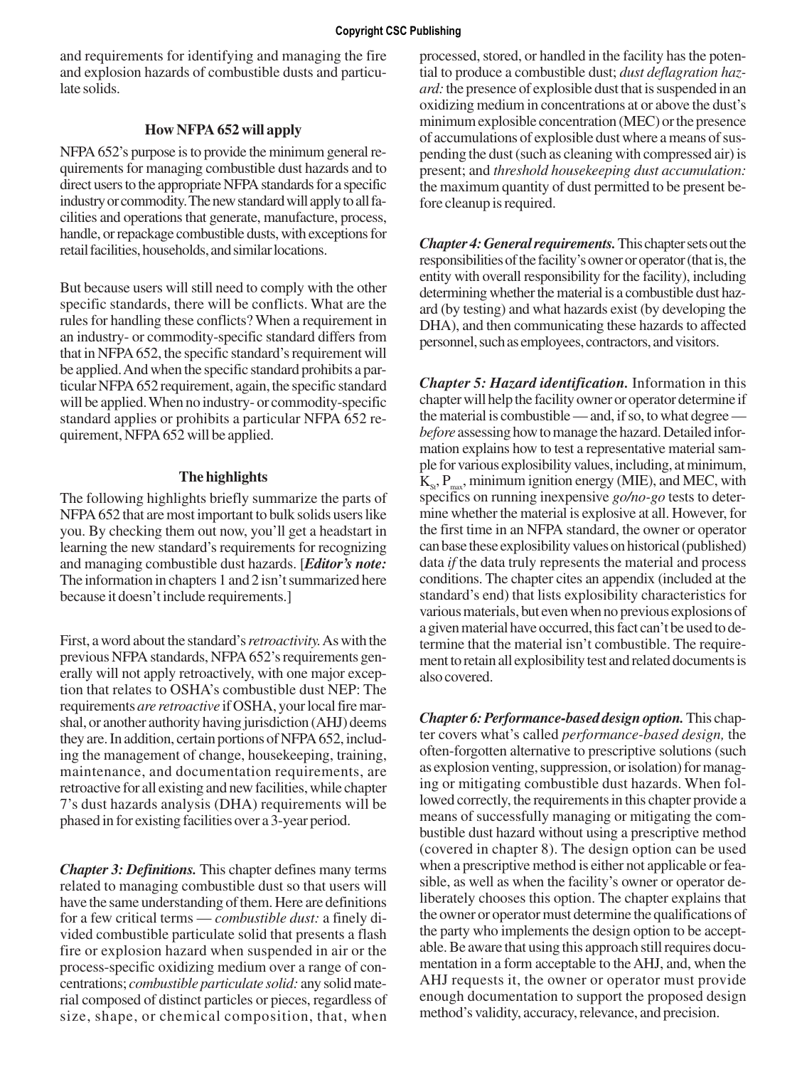and requirements for identifying and managing the fire and explosion hazards of combustible dusts and particulate solids.

### How NFPA 652 will apply

NFPA 652's purpose is to provide the minimum general requirements for managing combustible dust hazards and to direct users to the appropriate NFPA standards for a specific industry or commodity. The new standard will apply to all facilities and operations that generate, manufacture, process, handle, or repackage combustible dusts, with exceptions for retail facilities, households, and similar locations.

But because users will still need to comply with the other specific standards, there will be conflicts. What are the rules for handling these conflicts? When a requirement in an industry- or commodity-specific standard differs from that in NFPA 652, the specific standard's requirement will be applied. And when the specific standard prohibits a particular NFPA 652 requirement, again, the specific standard will be applied. When no industry- or commodity-specific standard applies or prohibits a particular NFPA 652 requirement, NFPA 652 will be applied.

### The highlights

The following highlights briefly summarize the parts of NFPA 652 that are most important to bulk solids users like you. By checking them out now, you'll get a headstart in learning the new standard's requirements for recognizing and managing combustible dust hazards. [***Editor's note:*** The information in chapters 1 and 2 isn't summarized here because it doesn't include requirements.]

First, a word about the standard's *retroactivity.* As with the previous NFPA standards, NFPA 652's requirements generally will not apply retroactively, with one major exception that relates to OSHA's combustible dust NEP: The requirements *are retroactive* if OSHA, your local fire marshal, or another authority having jurisdiction (AHJ) deems they are. In addition, certain portions of NFPA 652, including the management of change, housekeeping, training, maintenance, and documentation requirements, are retroactive for all existing and new facilities, while chapter 7's dust hazards analysis (DHA) requirements will be phased in for existing facilities over a 3-year period.

***Chapter 3: Definitions.*** This chapter defines many terms related to managing combustible dust so that users will have the same understanding of them. Here are definitions for a few critical terms — *combustible dust:* a finely divided combustible particulate solid that presents a flash fire or explosion hazard when suspended in air or the process-specific oxidizing medium over a range of concentrations; *combustible particulate solid:* any solid material composed of distinct particles or pieces, regardless of size, shape, or chemical composition, that, when processed, stored, or handled in the facility has the potential to produce a combustible dust; *dust deflagration hazard:* the presence of explosible dust that is suspended in an oxidizing medium in concentrations at or above the dust's minimum explosible concentration (MEC) or the presence of accumulations of explosible dust where a means of suspending the dust (such as cleaning with compressed air) is present; and *threshold housekeeping dust accumulation:* the maximum quantity of dust permitted to be present before cleanup is required.

***Chapter 4: General requirements.*** This chapter sets out the responsibilities of the facility's owner or operator (that is, the entity with overall responsibility for the facility), including determining whether the material is a combustible dust hazard (by testing) and what hazards exist (by developing the DHA), and then communicating these hazards to affected personnel, such as employees, contractors, and visitors.

***Chapter 5: Hazard identification.*** Information in this chapter will help the facility owner or operator determine if the material is combustible — and, if so, to what degree — *before* assessing how to manage the hazard. Detailed information explains how to test a representative material sample for various explosibility values, including, at minimum, $K_{St}$, $P_{max}$, minimum ignition energy (MIE), and MEC, with specifics on running inexpensive *go/no-go* tests to determine whether the material is explosive at all. However, for the first time in an NFPA standard, the owner or operator can base these explosibility values on historical (published) data *if* the data truly represents the material and process conditions. The chapter cites an appendix (included at the standard's end) that lists explosibility characteristics for various materials, but even when no previous explosions of a given material have occurred, this fact can't be used to determine that the material isn't combustible. The requirement to retain all explosibility test and related documents is also covered.

***Chapter 6: Performance-based design option.*** This chapter covers what's called *performance-based design,* the often-forgotten alternative to prescriptive solutions (such as explosion venting, suppression, or isolation) for managing or mitigating combustible dust hazards. When followed correctly, the requirements in this chapter provide a means of successfully managing or mitigating the combustible dust hazard without using a prescriptive method (covered in chapter 8). The design option can be used when a prescriptive method is either not applicable or feasible, as well as when the facility's owner or operator deliberately chooses this option. The chapter explains that the owner or operator must determine the qualifications of the party who implements the design option to be acceptable. Be aware that using this approach still requires documentation in a form acceptable to the AHJ, and, when the AHJ requests it, the owner or operator must provide enough documentation to support the proposed design method's validity, accuracy, relevance, and precision.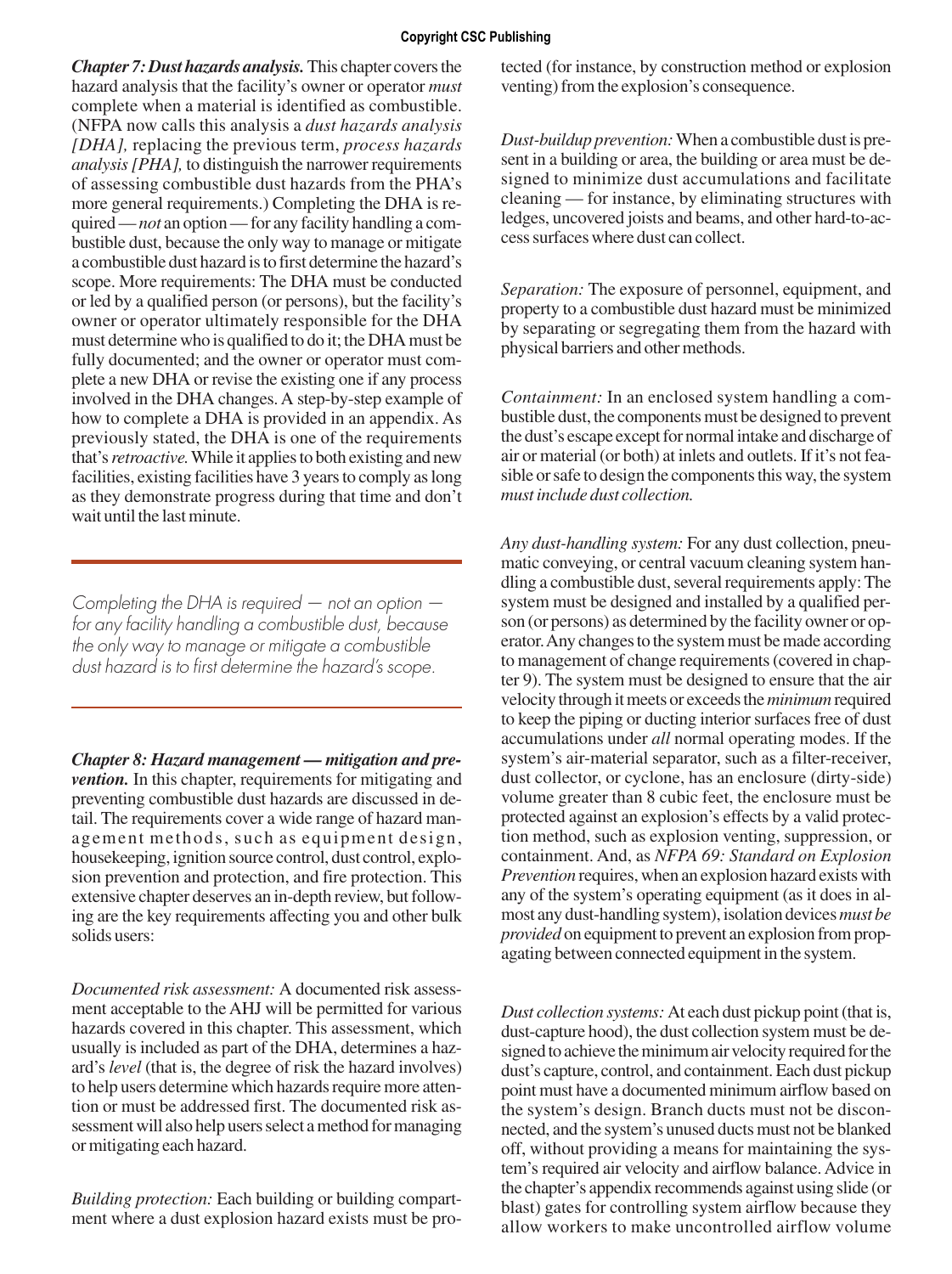***Chapter 7: Dust hazards analysis.*** This chapter covers the hazard analysis that the facility's owner or operator *must* complete when a material is identified as combustible. (NFPA now calls this analysis a *dust hazards analysis [DHA],* replacing the previous term, *process hazards analysis [PHA],* to distinguish the narrower requirements of assessing combustible dust hazards from the PHA's more general requirements.) Completing the DHA is required — *not* an option — for any facility handling a combustible dust, because the only way to manage or mitigate a combustible dust hazard is to first determine the hazard's scope. More requirements: The DHA must be conducted or led by a qualified person (or persons), but the facility's owner or operator ultimately responsible for the DHA must determine who is qualified to do it; the DHA must be fully documented; and the owner or operator must complete a new DHA or revise the existing one if any process involved in the DHA changes. A step-by-step example of how to complete a DHA is provided in an appendix. As previously stated, the DHA is one of the requirements that's *retroactive.* While it applies to both existing and new facilities, existing facilities have 3 years to comply as long as they demonstrate progress during that time and don't wait until the last minute.

*Completing the DHA is required — not an option — for any facility handling a combustible dust, because the only way to manage or mitigate a combustible dust hazard is to first determine the hazard's scope.*

***Chapter 8: Hazard management — mitigation and prevention.*** In this chapter, requirements for mitigating and preventing combustible dust hazards are discussed in detail. The requirements cover a wide range of hazard management methods, such as equipment design, housekeeping, ignition source control, dust control, explosion prevention and protection, and fire protection. This extensive chapter deserves an in-depth review, but following are the key requirements affecting you and other bulk solids users:

*Documented risk assessment:* A documented risk assessment acceptable to the AHJ will be permitted for various hazards covered in this chapter. This assessment, which usually is included as part of the DHA, determines a hazard's *level* (that is, the degree of risk the hazard involves) to help users determine which hazards require more attention or must be addressed first. The documented risk assessment will also help users select a method for managing or mitigating each hazard.

*Building protection:* Each building or building compartment where a dust explosion hazard exists must be protected (for instance, by construction method or explosion venting) from the explosion's consequence.

*Dust-buildup prevention:* When a combustible dust is present in a building or area, the building or area must be designed to minimize dust accumulations and facilitate cleaning — for instance, by eliminating structures with ledges, uncovered joists and beams, and other hard-to-access surfaces where dust can collect.

*Separation:* The exposure of personnel, equipment, and property to a combustible dust hazard must be minimized by separating or segregating them from the hazard with physical barriers and other methods.

*Containment:* In an enclosed system handling a combustible dust, the components must be designed to prevent the dust's escape except for normal intake and discharge of air or material (or both) at inlets and outlets. If it's not feasible or safe to design the components this way, the system *must include dust collection.*

*Any dust-handling system:* For any dust collection, pneumatic conveying, or central vacuum cleaning system handling a combustible dust, several requirements apply: The system must be designed and installed by a qualified person (or persons) as determined by the facility owner or operator. Any changes to the system must be made according to management of change requirements (covered in chapter 9). The system must be designed to ensure that the air velocity through it meets or exceeds the *minimum* required to keep the piping or ducting interior surfaces free of dust accumulations under *all* normal operating modes. If the system's air-material separator, such as a filter-receiver, dust collector, or cyclone, has an enclosure (dirty-side) volume greater than 8 cubic feet, the enclosure must be protected against an explosion's effects by a valid protection method, such as explosion venting, suppression, or containment. And, as *NFPA 69: Standard on Explosion Prevention* requires, when an explosion hazard exists with any of the system's operating equipment (as it does in almost any dust-handling system), isolation devices *must be provided* on equipment to prevent an explosion from propagating between connected equipment in the system.

*Dust collection systems:* At each dust pickup point (that is, dust-capture hood), the dust collection system must be designed to achieve the minimum air velocity required for the dust's capture, control, and containment. Each dust pickup point must have a documented minimum airflow based on the system's design. Branch ducts must not be disconnected, and the system's unused ducts must not be blanked off, without providing a means for maintaining the system's required air velocity and airflow balance. Advice in the chapter's appendix recommends against using slide (or blast) gates for controlling system airflow because they allow workers to make uncontrolled airflow volume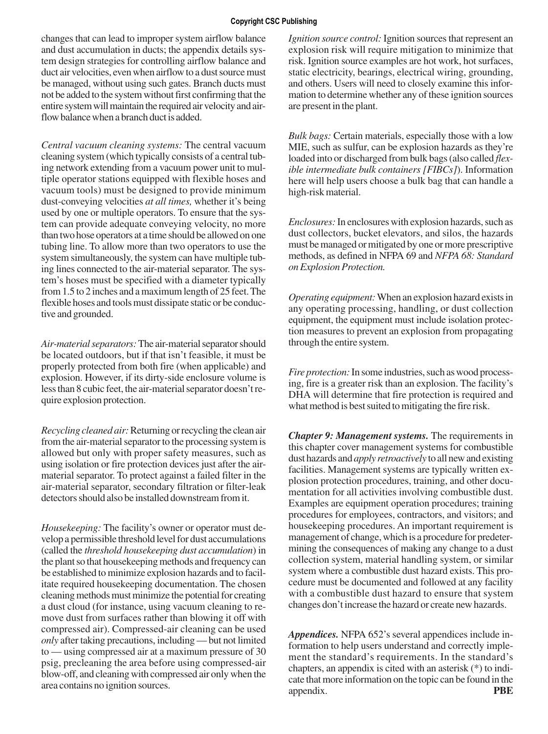changes that can lead to improper system airflow balance and dust accumulation in ducts; the appendix details system design strategies for controlling airflow balance and duct air velocities, even when airflow to a dust source must be managed, without using such gates. Branch ducts must not be added to the system without first confirming that the entire system will maintain the required air velocity and airflow balance when a branch duct is added.

*Central vacuum cleaning systems:* The central vacuum cleaning system (which typically consists of a central tubing network extending from a vacuum power unit to multiple operator stations equipped with flexible hoses and vacuum tools) must be designed to provide minimum dust-conveying velocities *at all times,* whether it's being used by one or multiple operators. To ensure that the system can provide adequate conveying velocity, no more than two hose operators at a time should be allowed on one tubing line. To allow more than two operators to use the system simultaneously, the system can have multiple tubing lines connected to the air-material separator. The system's hoses must be specified with a diameter typically from 1.5 to 2 inches and a maximum length of 25 feet. The flexible hoses and tools must dissipate static or be conductive and grounded.

*Air-material separators:* The air-material separator should be located outdoors, but if that isn't feasible, it must be properly protected from both fire (when applicable) and explosion. However, if its dirty-side enclosure volume is less than 8 cubic feet, the air-material separator doesn't require explosion protection.

*Recycling cleaned air:* Returning or recycling the clean air from the air-material separator to the processing system is allowed but only with proper safety measures, such as using isolation or fire protection devices just after the air-material separator. To protect against a failed filter in the air-material separator, secondary filtration or filter-leak detectors should also be installed downstream from it.

*Housekeeping:* The facility's owner or operator must develop a permissible threshold level for dust accumulations (called the *threshold housekeeping dust accumulation*) in the plant so that housekeeping methods and frequency can be established to minimize explosion hazards and to facilitate required housekeeping documentation. The chosen cleaning methods must minimize the potential for creating a dust cloud (for instance, using vacuum cleaning to remove dust from surfaces rather than blowing it off with compressed air). Compressed-air cleaning can be used *only* after taking precautions, including — but not limited to — using compressed air at a maximum pressure of 30 psig, precleaning the area before using compressed-air blow-off, and cleaning with compressed air only when the area contains no ignition sources.

*Ignition source control:* Ignition sources that represent an explosion risk will require mitigation to minimize that risk. Ignition source examples are hot work, hot surfaces, static electricity, bearings, electrical wiring, grounding, and others. Users will need to closely examine this information to determine whether any of these ignition sources are present in the plant.

*Bulk bags:* Certain materials, especially those with a low MIE, such as sulfur, can be explosion hazards as they're loaded into or discharged from bulk bags (also called *flexible intermediate bulk containers [FIBCs]*). Information here will help users choose a bulk bag that can handle a high-risk material.

*Enclosures:* In enclosures with explosion hazards, such as dust collectors, bucket elevators, and silos, the hazards must be managed or mitigated by one or more prescriptive methods, as defined in NFPA 69 and *NFPA 68: Standard on Explosion Protection.*

*Operating equipment:* When an explosion hazard exists in any operating processing, handling, or dust collection equipment, the equipment must include isolation protection measures to prevent an explosion from propagating through the entire system.

*Fire protection:* In some industries, such as wood processing, fire is a greater risk than an explosion. The facility's DHA will determine that fire protection is required and what method is best suited to mitigating the fire risk.

***Chapter 9: Management systems.*** The requirements in this chapter cover management systems for combustible dust hazards and *apply retroactively* to all new and existing facilities. Management systems are typically written explosion protection procedures, training, and other documentation for all activities involving combustible dust. Examples are equipment operation procedures; training procedures for employees, contractors, and visitors; and housekeeping procedures. An important requirement is management of change, which is a procedure for predetermining the consequences of making any change to a dust collection system, material handling system, or similar system where a combustible dust hazard exists. This procedure must be documented and followed at any facility with a combustible dust hazard to ensure that system changes don't increase the hazard or create new hazards.

***Appendices.*** NFPA 652's several appendices include information to help users understand and correctly implement the standard's requirements. In the standard's chapters, an appendix is cited with an asterisk (*) to indicate that more information on the topic can be found in the appendix. **PBE**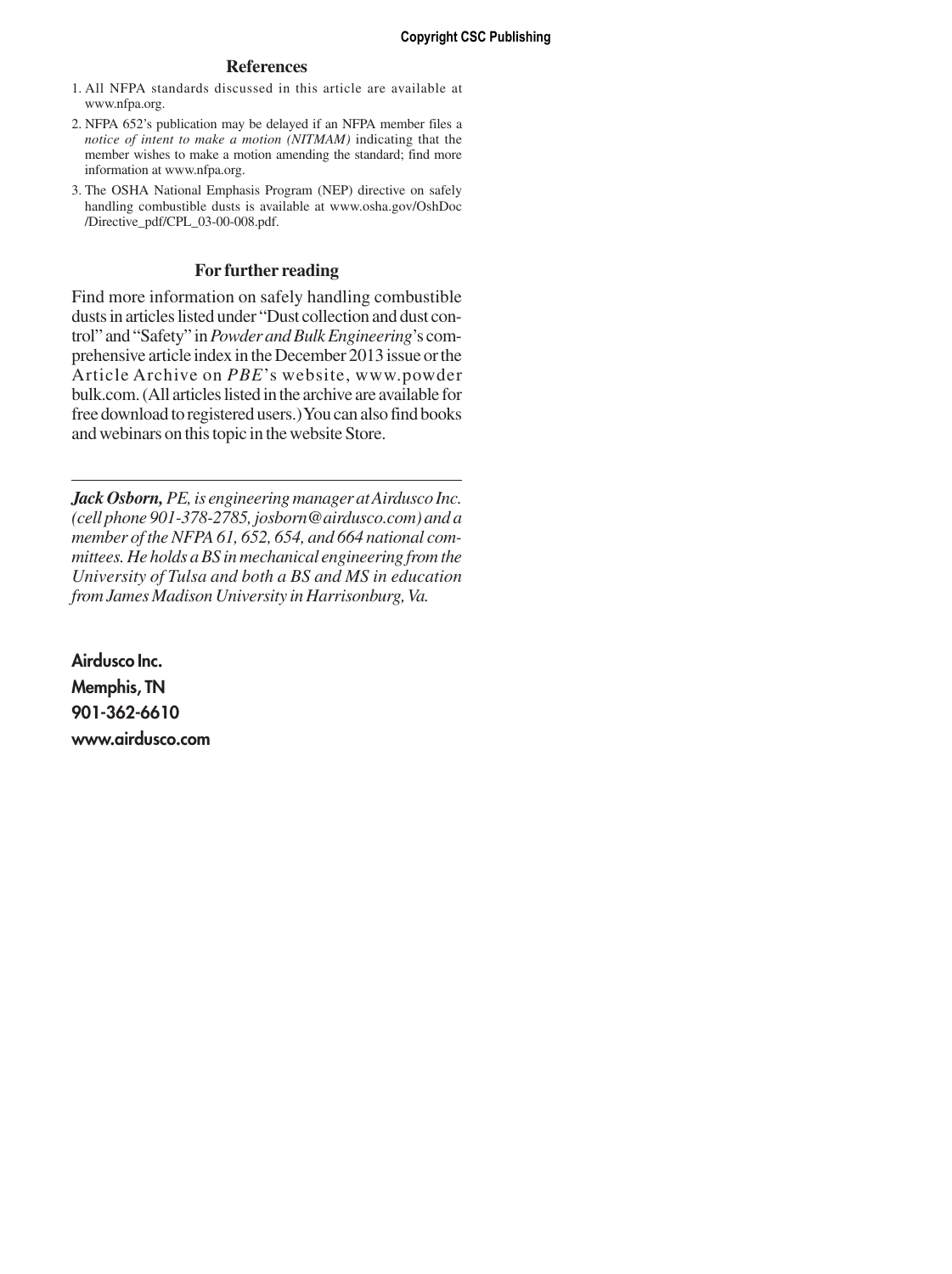## References

1. All NFPA standards discussed in this article are available at www.nfpa.org.
2. NFPA 652's publication may be delayed if an NFPA member files a *notice of intent to make a motion (NITMAM)* indicating that the member wishes to make a motion amending the standard; find more information at www.nfpa.org.
3. The OSHA National Emphasis Program (NEP) directive on safely handling combustible dusts is available at www.osha.gov/OshDoc/Directive_pdf/CPL_03-00-008.pdf.

## For further reading

Find more information on safely handling combustible dusts in articles listed under "Dust collection and dust control" and "Safety" in *Powder and Bulk Engineering*'s comprehensive article index in the December 2013 issue or the Article Archive on *PBE*'s website, www.powderbulk.com. (All articles listed in the archive are available for free download to registered users.) You can also find books and webinars on this topic in the website Store.

---

***Jack Osborn,*** *PE, is engineering manager at Airdusco Inc. (cell phone 901-378-2785, josborn@airdusco.com) and a member of the NFPA 61, 652, 654, and 664 national committees. He holds a BS in mechanical engineering from the University of Tulsa and both a BS and MS in education from James Madison University in Harrisonburg, Va.*

**Airdusco Inc.**
**Memphis, TN**
**901-362-6610**
**www.airdusco.com**